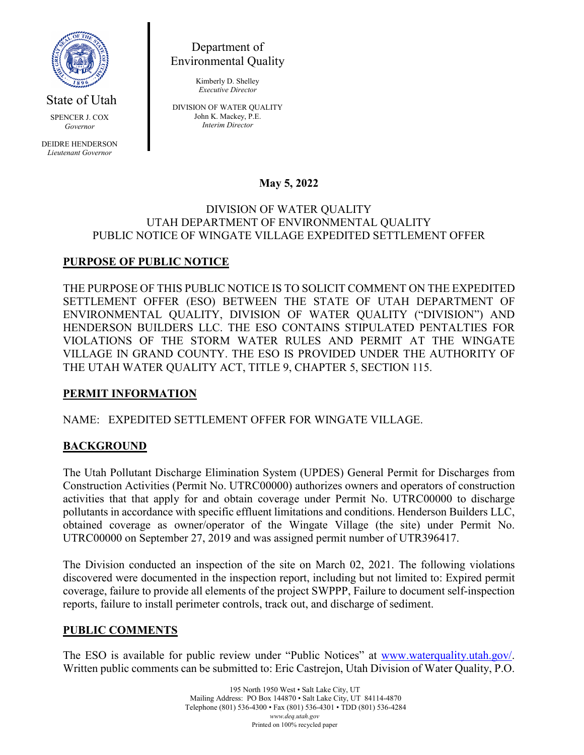State of Utah

SPENCER J. COX
*Governor*

DEIDRE HENDERSON
*Lieutenant Governor*

Department of Environmental Quality

Kimberly D. Shelley
*Executive Director*

DIVISION OF WATER QUALITY
John K. Mackey, P.E.
*Interim Director*

**May 5, 2022**

DIVISION OF WATER QUALITY
UTAH DEPARTMENT OF ENVIRONMENTAL QUALITY
PUBLIC NOTICE OF WINGATE VILLAGE EXPEDITED SETTLEMENT OFFER

## PURPOSE OF PUBLIC NOTICE

THE PURPOSE OF THIS PUBLIC NOTICE IS TO SOLICIT COMMENT ON THE EXPEDITED SETTLEMENT OFFER (ESO) BETWEEN THE STATE OF UTAH DEPARTMENT OF ENVIRONMENTAL QUALITY, DIVISION OF WATER QUALITY ("DIVISION") AND HENDERSON BUILDERS LLC. THE ESO CONTAINS STIPULATED PENTALTIES FOR VIOLATIONS OF THE STORM WATER RULES AND PERMIT AT THE WINGATE VILLAGE IN GRAND COUNTY. THE ESO IS PROVIDED UNDER THE AUTHORITY OF THE UTAH WATER QUALITY ACT, TITLE 9, CHAPTER 5, SECTION 115.

## PERMIT INFORMATION

NAME: EXPEDITED SETTLEMENT OFFER FOR WINGATE VILLAGE.

## BACKGROUND

The Utah Pollutant Discharge Elimination System (UPDES) General Permit for Discharges from Construction Activities (Permit No. UTRC00000) authorizes owners and operators of construction activities that that apply for and obtain coverage under Permit No. UTRC00000 to discharge pollutants in accordance with specific effluent limitations and conditions. Henderson Builders LLC, obtained coverage as owner/operator of the Wingate Village (the site) under Permit No. UTRC00000 on September 27, 2019 and was assigned permit number of UTR396417.

The Division conducted an inspection of the site on March 02, 2021. The following violations discovered were documented in the inspection report, including but not limited to: Expired permit coverage, failure to provide all elements of the project SWPPP, Failure to document self-inspection reports, failure to install perimeter controls, track out, and discharge of sediment.

## PUBLIC COMMENTS

The ESO is available for public review under "Public Notices" at www.waterquality.utah.gov/. Written public comments can be submitted to: Eric Castrejon, Utah Division of Water Quality, P.O.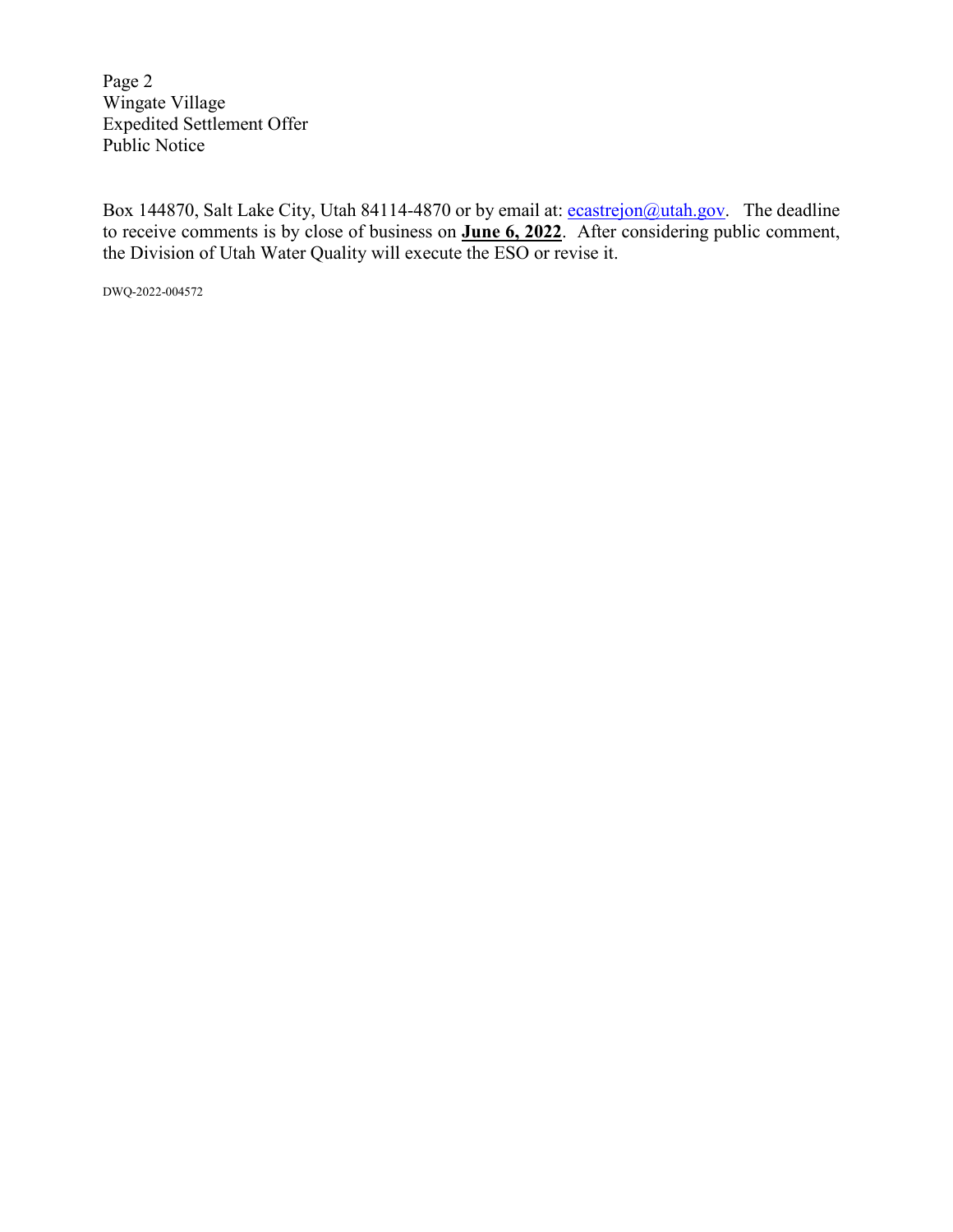Box 144870, Salt Lake City, Utah 84114-4870 or by email at: ecastrejon@utah.gov. The deadline to receive comments is by close of business on **June 6, 2022**. After considering public comment, the Division of Utah Water Quality will execute the ESO or revise it.

DWQ-2022-004572